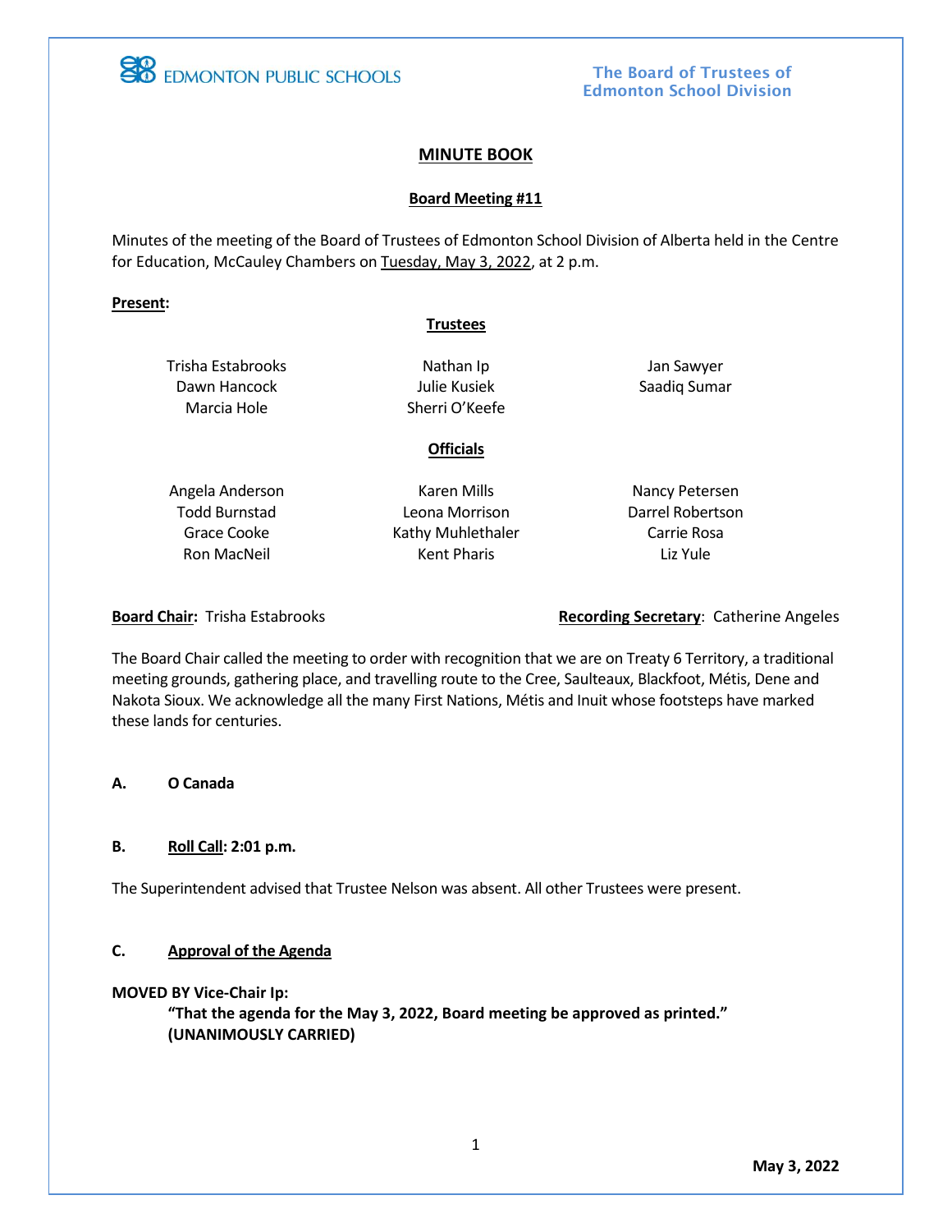EDMONTON PUBLIC SCHOOLS

**The Board of Trustees of Edmonton School Division**

# MINUTE BOOK

## Board Meeting #11

Minutes of the meeting of the Board of Trustees of Edmonton School Division of Alberta held in the Centre for Education, McCauley Chambers on Tuesday, May 3, 2022, at 2 p.m.

**Present:**

### Trustees

| | | |
|---|---|---|
| Trisha Estabrooks | Nathan Ip | Jan Sawyer |
| Dawn Hancock | Julie Kusiek | Saadiq Sumar |
| Marcia Hole | Sherri O'Keefe | |

### Officials

| | | |
|---|---|---|
| Angela Anderson | Karen Mills | Nancy Petersen |
| Todd Burnstad | Leona Morrison | Darrel Robertson |
| Grace Cooke | Kathy Muhlethaler | Carrie Rosa |
| Ron MacNeil | Kent Pharis | Liz Yule |

**Board Chair:** Trisha Estabrooks

**Recording Secretary**: Catherine Angeles

The Board Chair called the meeting to order with recognition that we are on Treaty 6 Territory, a traditional meeting grounds, gathering place, and travelling route to the Cree, Saulteaux, Blackfoot, Métis, Dene and Nakota Sioux. We acknowledge all the many First Nations, Métis and Inuit whose footsteps have marked these lands for centuries.

**A. O Canada**

**B. Roll Call: 2:01 p.m.**

The Superintendent advised that Trustee Nelson was absent. All other Trustees were present.

**C. Approval of the Agenda**

**MOVED BY Vice-Chair Ip:**

> **"That the agenda for the May 3, 2022, Board meeting be approved as printed."**
> **(UNANIMOUSLY CARRIED)**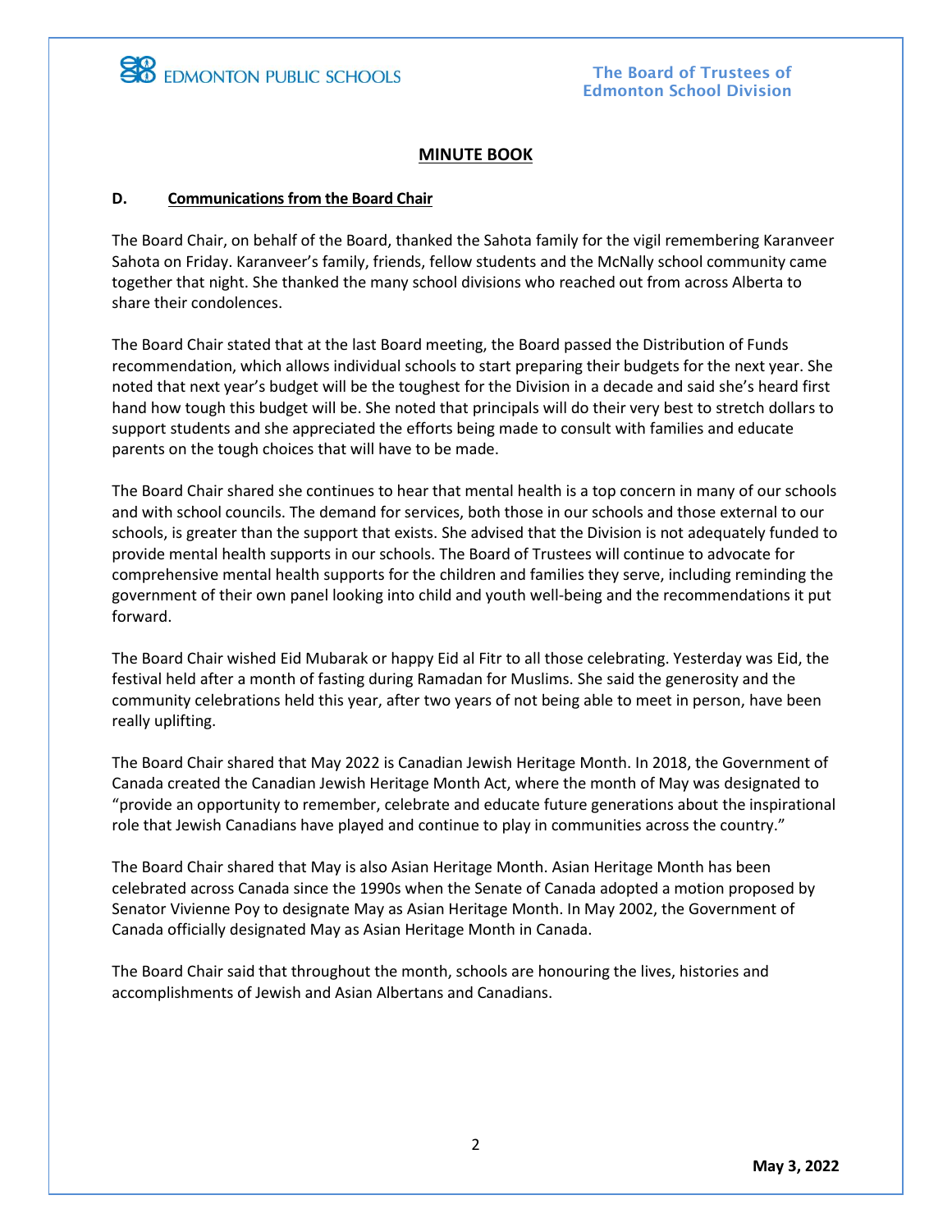## MINUTE BOOK

### D. Communications from the Board Chair

The Board Chair, on behalf of the Board, thanked the Sahota family for the vigil remembering Karanveer Sahota on Friday. Karanveer's family, friends, fellow students and the McNally school community came together that night. She thanked the many school divisions who reached out from across Alberta to share their condolences.

The Board Chair stated that at the last Board meeting, the Board passed the Distribution of Funds recommendation, which allows individual schools to start preparing their budgets for the next year. She noted that next year's budget will be the toughest for the Division in a decade and said she's heard first hand how tough this budget will be. She noted that principals will do their very best to stretch dollars to support students and she appreciated the efforts being made to consult with families and educate parents on the tough choices that will have to be made.

The Board Chair shared she continues to hear that mental health is a top concern in many of our schools and with school councils. The demand for services, both those in our schools and those external to our schools, is greater than the support that exists. She advised that the Division is not adequately funded to provide mental health supports in our schools. The Board of Trustees will continue to advocate for comprehensive mental health supports for the children and families they serve, including reminding the government of their own panel looking into child and youth well-being and the recommendations it put forward.

The Board Chair wished Eid Mubarak or happy Eid al Fitr to all those celebrating. Yesterday was Eid, the festival held after a month of fasting during Ramadan for Muslims. She said the generosity and the community celebrations held this year, after two years of not being able to meet in person, have been really uplifting.

The Board Chair shared that May 2022 is Canadian Jewish Heritage Month. In 2018, the Government of Canada created the Canadian Jewish Heritage Month Act, where the month of May was designated to "provide an opportunity to remember, celebrate and educate future generations about the inspirational role that Jewish Canadians have played and continue to play in communities across the country."

The Board Chair shared that May is also Asian Heritage Month. Asian Heritage Month has been celebrated across Canada since the 1990s when the Senate of Canada adopted a motion proposed by Senator Vivienne Poy to designate May as Asian Heritage Month. In May 2002, the Government of Canada officially designated May as Asian Heritage Month in Canada.

The Board Chair said that throughout the month, schools are honouring the lives, histories and accomplishments of Jewish and Asian Albertans and Canadians.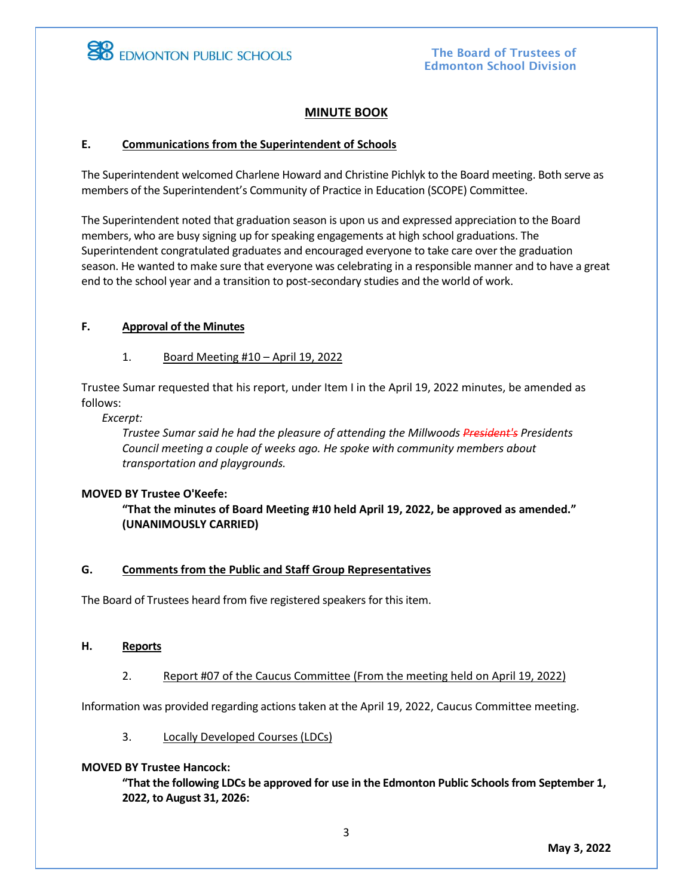## MINUTE BOOK

### E. Communications from the Superintendent of Schools

The Superintendent welcomed Charlene Howard and Christine Pichlyk to the Board meeting. Both serve as members of the Superintendent's Community of Practice in Education (SCOPE) Committee.

The Superintendent noted that graduation season is upon us and expressed appreciation to the Board members, who are busy signing up for speaking engagements at high school graduations. The Superintendent congratulated graduates and encouraged everyone to take care over the graduation season. He wanted to make sure that everyone was celebrating in a responsible manner and to have a great end to the school year and a transition to post-secondary studies and the world of work.

### F. Approval of the Minutes

1. Board Meeting #10 – April 19, 2022

Trustee Sumar requested that his report, under Item I in the April 19, 2022 minutes, be amended as follows:

*Excerpt:*

> *Trustee Sumar said he had the pleasure of attending the Millwoods ~~President's~~ Presidents Council meeting a couple of weeks ago. He spoke with community members about transportation and playgrounds.*

**MOVED BY Trustee O'Keefe:**

> **"That the minutes of Board Meeting #10 held April 19, 2022, be approved as amended." (UNANIMOUSLY CARRIED)**

### G. Comments from the Public and Staff Group Representatives

The Board of Trustees heard from five registered speakers for this item.

### H. Reports

2. Report #07 of the Caucus Committee (From the meeting held on April 19, 2022)

Information was provided regarding actions taken at the April 19, 2022, Caucus Committee meeting.

3. Locally Developed Courses (LDCs)

**MOVED BY Trustee Hancock:**

> **"That the following LDCs be approved for use in the Edmonton Public Schools from September 1, 2022, to August 31, 2026:**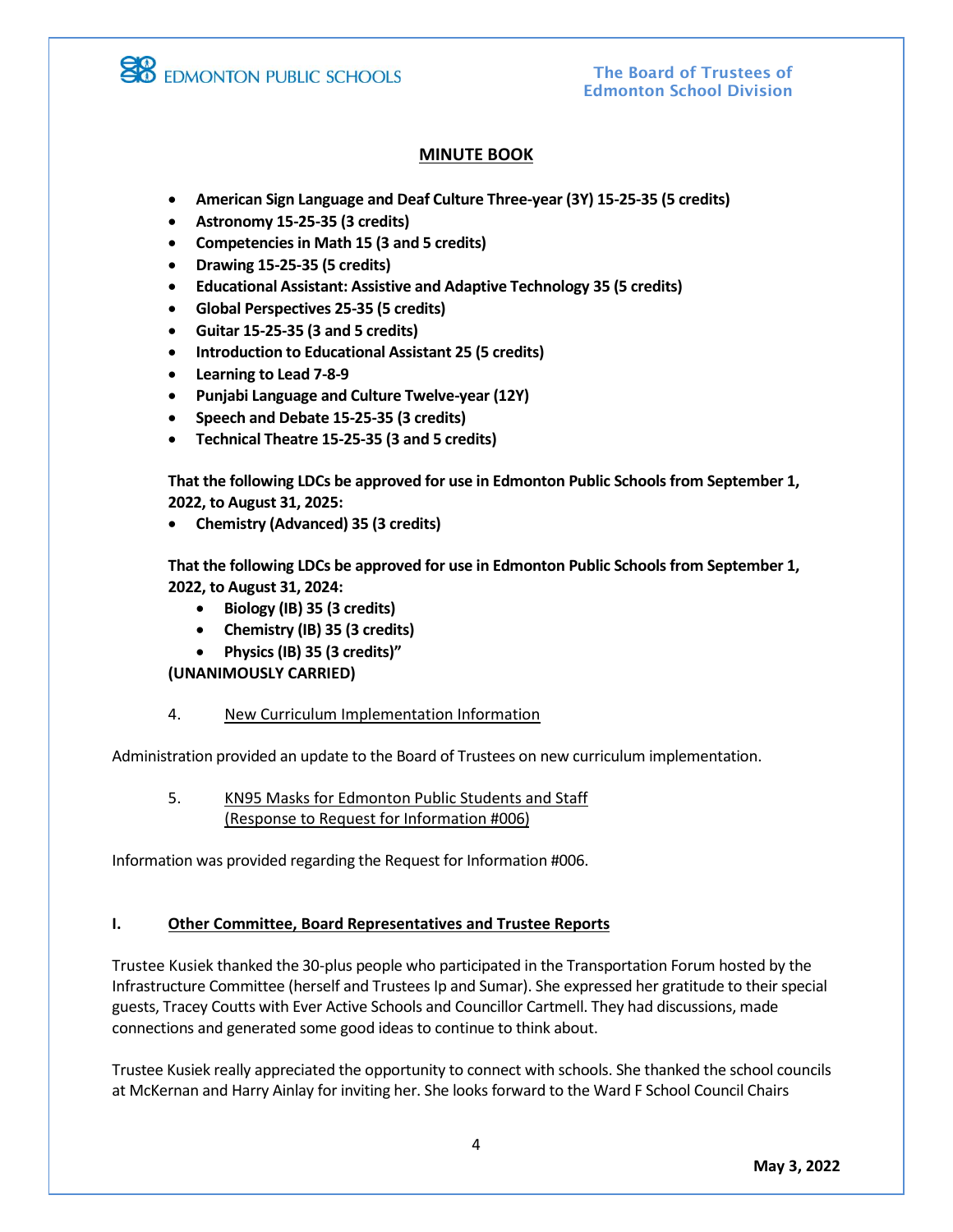- **American Sign Language and Deaf Culture Three-year (3Y) 15-25-35 (5 credits)**
- **Astronomy 15-25-35 (3 credits)**
- **Competencies in Math 15 (3 and 5 credits)**
- **Drawing 15-25-35 (5 credits)**
- **Educational Assistant: Assistive and Adaptive Technology 35 (5 credits)**
- **Global Perspectives 25-35 (5 credits)**
- **Guitar 15-25-35 (3 and 5 credits)**
- **Introduction to Educational Assistant 25 (5 credits)**
- **Learning to Lead 7-8-9**
- **Punjabi Language and Culture Twelve-year (12Y)**
- **Speech and Debate 15-25-35 (3 credits)**
- **Technical Theatre 15-25-35 (3 and 5 credits)**

**That the following LDCs be approved for use in Edmonton Public Schools from September 1, 2022, to August 31, 2025:**

- **Chemistry (Advanced) 35 (3 credits)**

**That the following LDCs be approved for use in Edmonton Public Schools from September 1, 2022, to August 31, 2024:**

- **Biology (IB) 35 (3 credits)**
- **Chemistry (IB) 35 (3 credits)**
- **Physics (IB) 35 (3 credits)"**

**(UNANIMOUSLY CARRIED)**

4. New Curriculum Implementation Information

Administration provided an update to the Board of Trustees on new curriculum implementation.

5. KN95 Masks for Edmonton Public Students and Staff (Response to Request for Information #006)

Information was provided regarding the Request for Information #006.

## I. Other Committee, Board Representatives and Trustee Reports

Trustee Kusiek thanked the 30-plus people who participated in the Transportation Forum hosted by the Infrastructure Committee (herself and Trustees Ip and Sumar). She expressed her gratitude to their special guests, Tracey Coutts with Ever Active Schools and Councillor Cartmell. They had discussions, made connections and generated some good ideas to continue to think about.

Trustee Kusiek really appreciated the opportunity to connect with schools. She thanked the school councils at McKernan and Harry Ainlay for inviting her. She looks forward to the Ward F School Council Chairs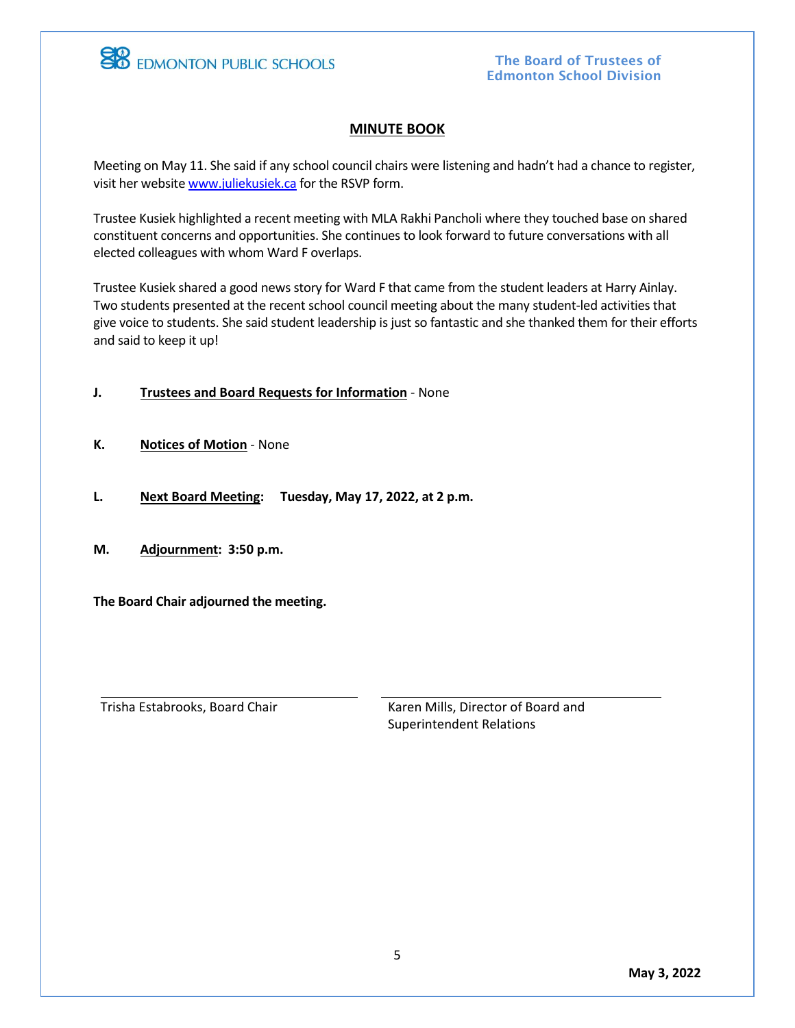Meeting on May 11. She said if any school council chairs were listening and hadn't had a chance to register, visit her website www.juliekusiek.ca for the RSVP form.

Trustee Kusiek highlighted a recent meeting with MLA Rakhi Pancholi where they touched base on shared constituent concerns and opportunities. She continues to look forward to future conversations with all elected colleagues with whom Ward F overlaps.

Trustee Kusiek shared a good news story for Ward F that came from the student leaders at Harry Ainlay. Two students presented at the recent school council meeting about the many student-led activities that give voice to students. She said student leadership is just so fantastic and she thanked them for their efforts and said to keep it up!

**J.** **Trustees and Board Requests for Information** - None

**K.** **Notices of Motion** - None

**L.** **Next Board Meeting: Tuesday, May 17, 2022, at 2 p.m.**

**M.** **Adjournment: 3:50 p.m.**

**The Board Chair adjourned the meeting.**

Trisha Estabrooks, Board Chair

Karen Mills, Director of Board and Superintendent Relations